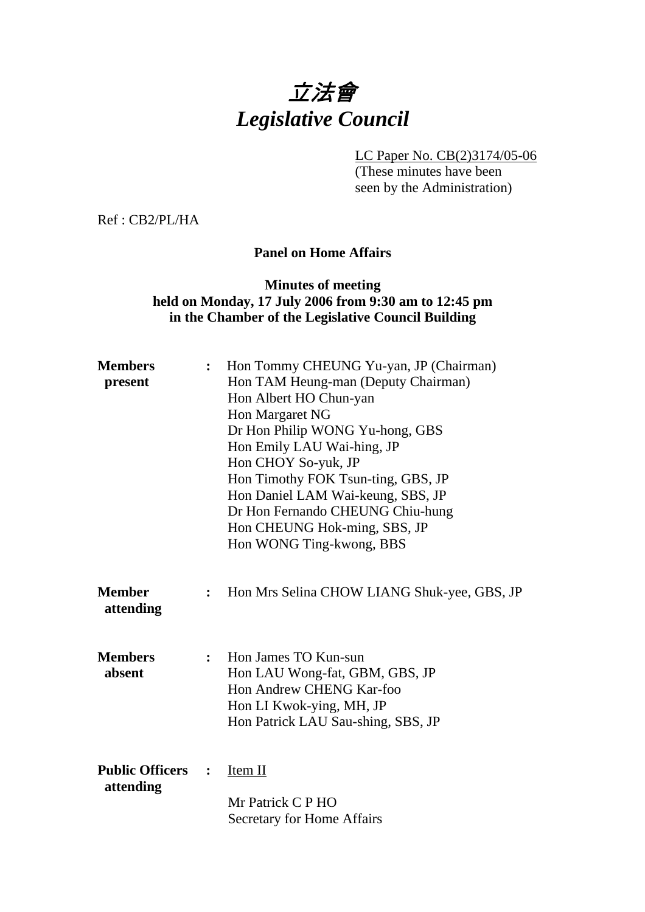# *立法會*
# *Legislative Council*

LC Paper No. CB(2)3174/05-06
(These minutes have been seen by the Administration)

Ref : CB2/PL/HA

**Panel on Home Affairs**

**Minutes of meeting held on Monday, 17 July 2006 from 9:30 am to 12:45 pm in the Chamber of the Legislative Council Building**

**Members present** : Hon Tommy CHEUNG Yu-yan, JP (Chairman)
Hon TAM Heung-man (Deputy Chairman)
Hon Albert HO Chun-yan
Hon Margaret NG
Dr Hon Philip WONG Yu-hong, GBS
Hon Emily LAU Wai-hing, JP
Hon CHOY So-yuk, JP
Hon Timothy FOK Tsun-ting, GBS, JP
Hon Daniel LAM Wai-keung, SBS, JP
Dr Hon Fernando CHEUNG Chiu-hung
Hon CHEUNG Hok-ming, SBS, JP
Hon WONG Ting-kwong, BBS

**Member attending** : Hon Mrs Selina CHOW LIANG Shuk-yee, GBS, JP

**Members absent** : Hon James TO Kun-sun
Hon LAU Wong-fat, GBM, GBS, JP
Hon Andrew CHENG Kar-foo
Hon LI Kwok-ying, MH, JP
Hon Patrick LAU Sau-shing, SBS, JP

**Public Officers attending** : Item II

Mr Patrick C P HO
Secretary for Home Affairs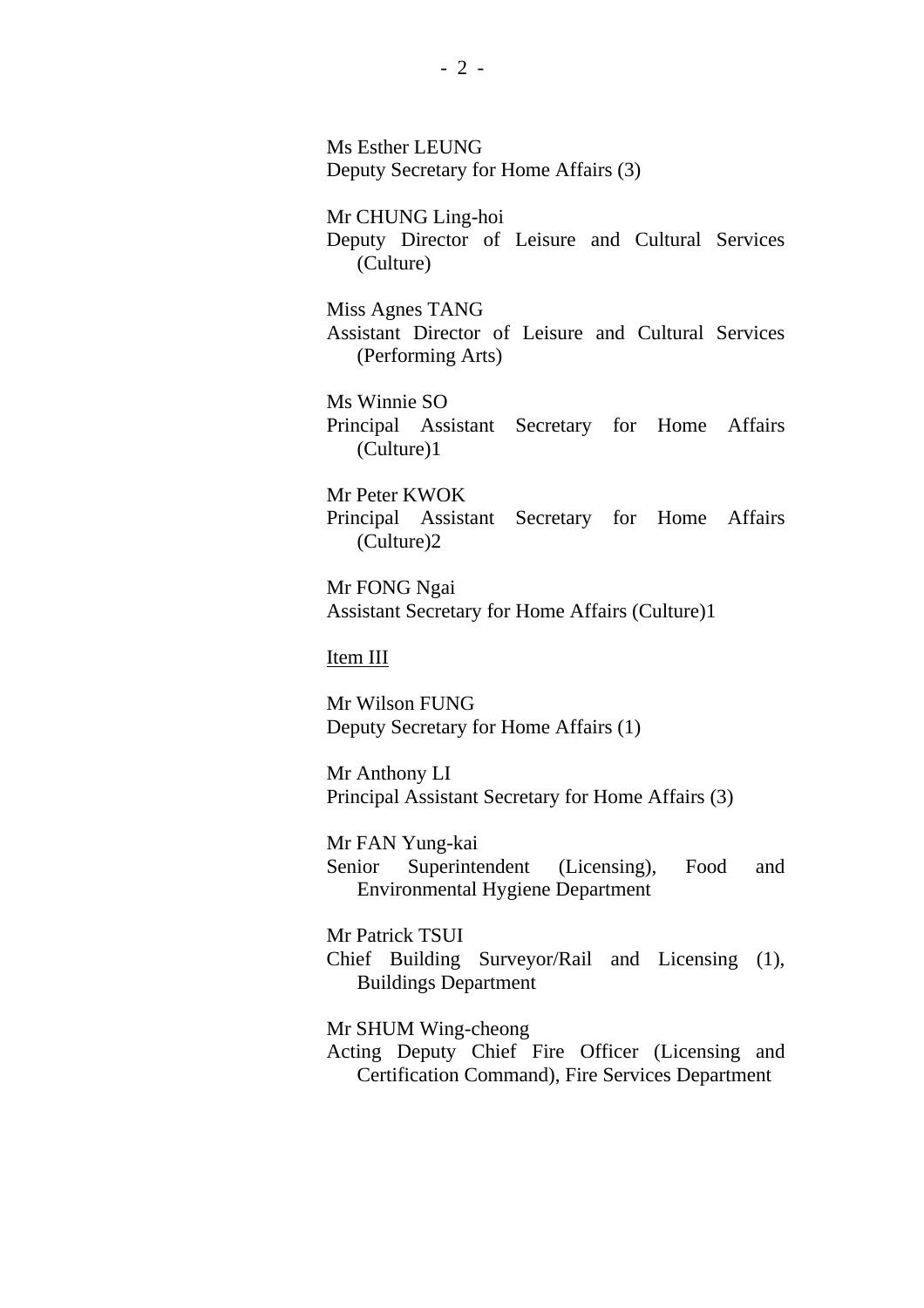Ms Esther LEUNG
Deputy Secretary for Home Affairs (3)

Mr CHUNG Ling-hoi
Deputy Director of Leisure and Cultural Services (Culture)

Miss Agnes TANG
Assistant Director of Leisure and Cultural Services (Performing Arts)

Ms Winnie SO
Principal Assistant Secretary for Home Affairs (Culture)1

Mr Peter KWOK
Principal Assistant Secretary for Home Affairs (Culture)2

Mr FONG Ngai
Assistant Secretary for Home Affairs (Culture)1

<u>Item III</u>

Mr Wilson FUNG
Deputy Secretary for Home Affairs (1)

Mr Anthony LI
Principal Assistant Secretary for Home Affairs (3)

Mr FAN Yung-kai
Senior Superintendent (Licensing), Food and Environmental Hygiene Department

Mr Patrick TSUI
Chief Building Surveyor/Rail and Licensing (1), Buildings Department

Mr SHUM Wing-cheong
Acting Deputy Chief Fire Officer (Licensing and Certification Command), Fire Services Department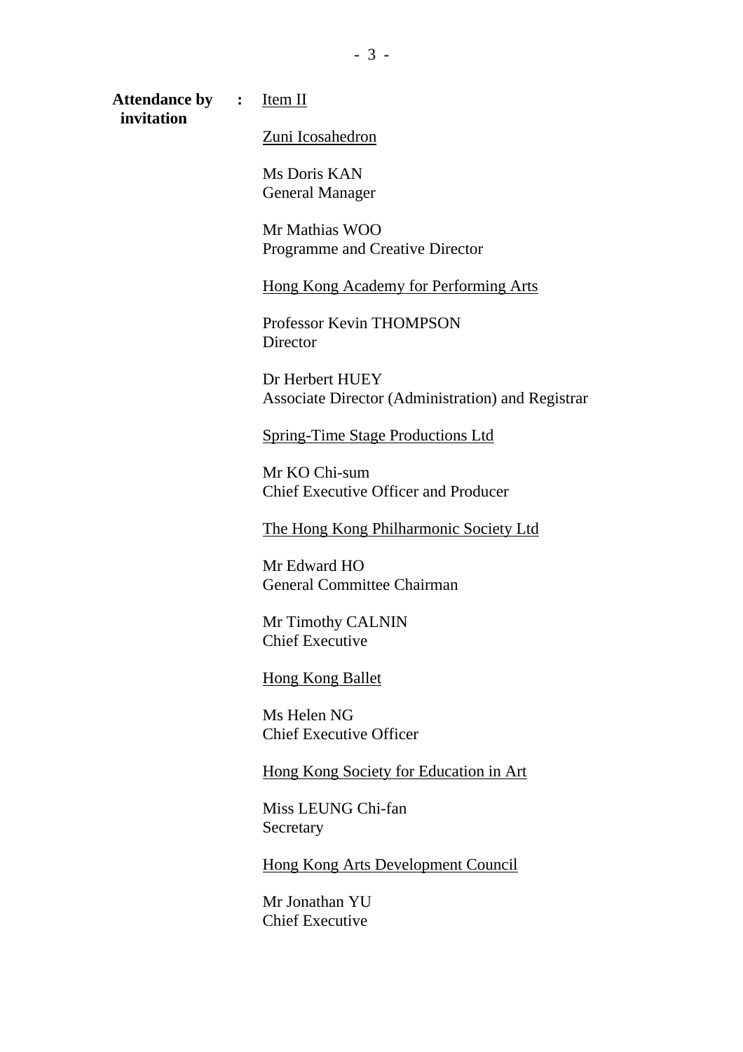**Attendance by invitation** : <u>Item II</u>

<u>Zuni Icosahedron</u>

Ms Doris KAN
General Manager

Mr Mathias WOO
Programme and Creative Director

<u>Hong Kong Academy for Performing Arts</u>

Professor Kevin THOMPSON
Director

Dr Herbert HUEY
Associate Director (Administration) and Registrar

<u>Spring-Time Stage Productions Ltd</u>

Mr KO Chi-sum
Chief Executive Officer and Producer

<u>The Hong Kong Philharmonic Society Ltd</u>

Mr Edward HO
General Committee Chairman

Mr Timothy CALNIN
Chief Executive

<u>Hong Kong Ballet</u>

Ms Helen NG
Chief Executive Officer

<u>Hong Kong Society for Education in Art</u>

Miss LEUNG Chi-fan
Secretary

<u>Hong Kong Arts Development Council</u>

Mr Jonathan YU
Chief Executive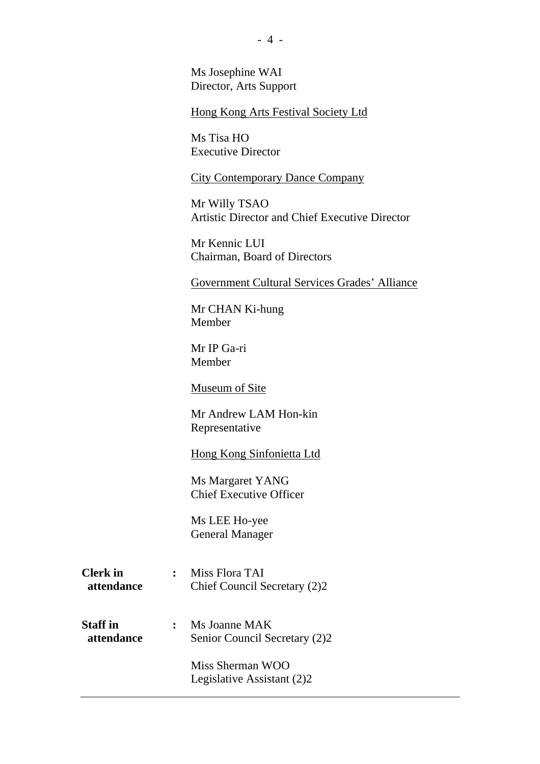Ms Josephine WAI
Director, Arts Support

<u>Hong Kong Arts Festival Society Ltd</u>

Ms Tisa HO
Executive Director

<u>City Contemporary Dance Company</u>

Mr Willy TSAO
Artistic Director and Chief Executive Director

Mr Kennic LUI
Chairman, Board of Directors

<u>Government Cultural Services Grades' Alliance</u>

Mr CHAN Ki-hung
Member

Mr IP Ga-ri
Member

<u>Museum of Site</u>

Mr Andrew LAM Hon-kin
Representative

<u>Hong Kong Sinfonietta Ltd</u>

Ms Margaret YANG
Chief Executive Officer

Ms LEE Ho-yee
General Manager

**Clerk in attendance** : Miss Flora TAI
Chief Council Secretary (2)2

**Staff in attendance** : Ms Joanne MAK
Senior Council Secretary (2)2

Miss Sherman WOO
Legislative Assistant (2)2

---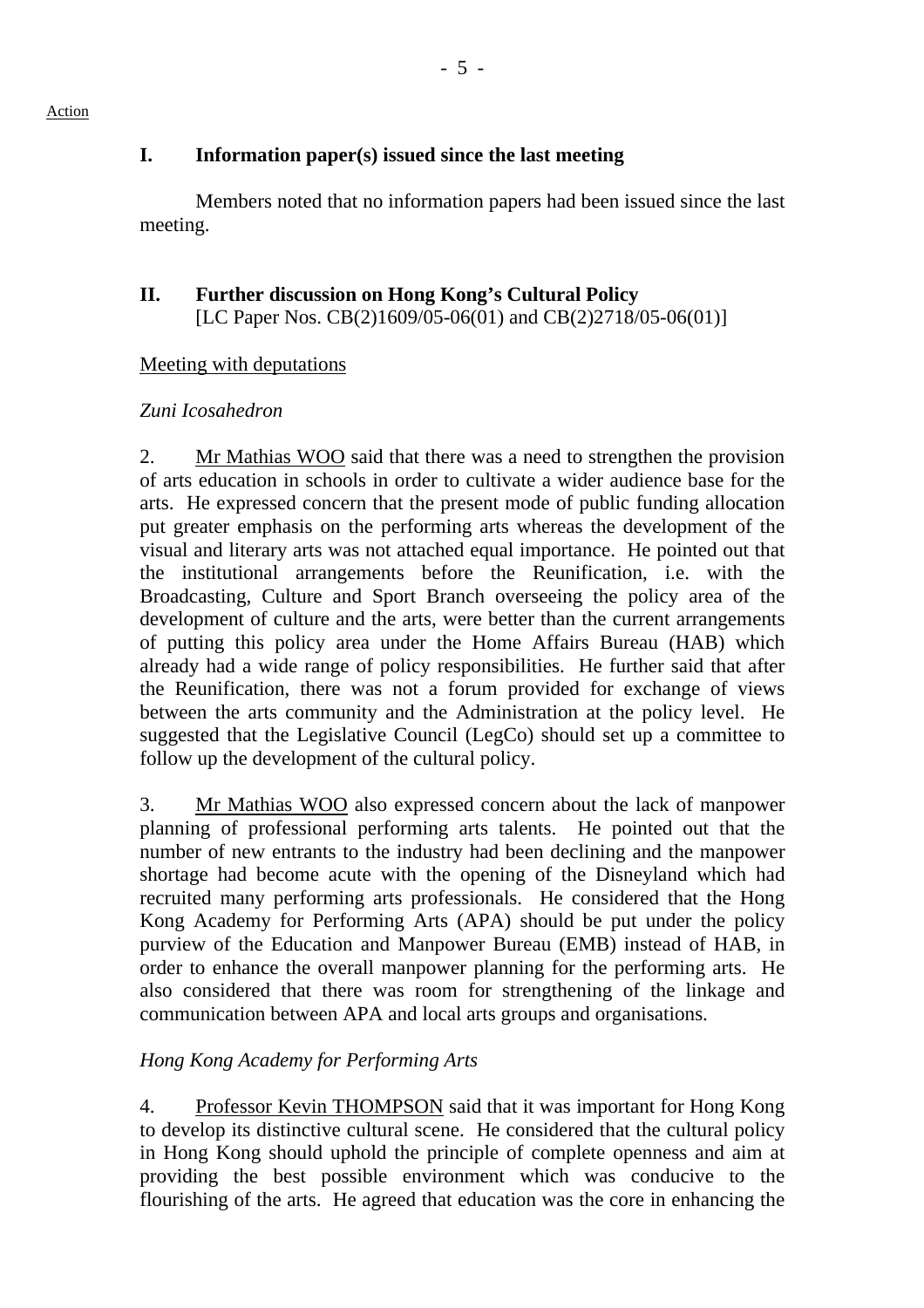Action

## I. Information paper(s) issued since the last meeting

Members noted that no information papers had been issued since the last meeting.

## II. Further discussion on Hong Kong's Cultural Policy

[LC Paper Nos. CB(2)1609/05-06(01) and CB(2)2718/05-06(01)]

Meeting with deputations

*Zuni Icosahedron*

2. Mr Mathias WOO said that there was a need to strengthen the provision of arts education in schools in order to cultivate a wider audience base for the arts. He expressed concern that the present mode of public funding allocation put greater emphasis on the performing arts whereas the development of the visual and literary arts was not attached equal importance. He pointed out that the institutional arrangements before the Reunification, i.e. with the Broadcasting, Culture and Sport Branch overseeing the policy area of the development of culture and the arts, were better than the current arrangements of putting this policy area under the Home Affairs Bureau (HAB) which already had a wide range of policy responsibilities. He further said that after the Reunification, there was not a forum provided for exchange of views between the arts community and the Administration at the policy level. He suggested that the Legislative Council (LegCo) should set up a committee to follow up the development of the cultural policy.

3. Mr Mathias WOO also expressed concern about the lack of manpower planning of professional performing arts talents. He pointed out that the number of new entrants to the industry had been declining and the manpower shortage had become acute with the opening of the Disneyland which had recruited many performing arts professionals. He considered that the Hong Kong Academy for Performing Arts (APA) should be put under the policy purview of the Education and Manpower Bureau (EMB) instead of HAB, in order to enhance the overall manpower planning for the performing arts. He also considered that there was room for strengthening of the linkage and communication between APA and local arts groups and organisations.

*Hong Kong Academy for Performing Arts*

4. Professor Kevin THOMPSON said that it was important for Hong Kong to develop its distinctive cultural scene. He considered that the cultural policy in Hong Kong should uphold the principle of complete openness and aim at providing the best possible environment which was conducive to the flourishing of the arts. He agreed that education was the core in enhancing the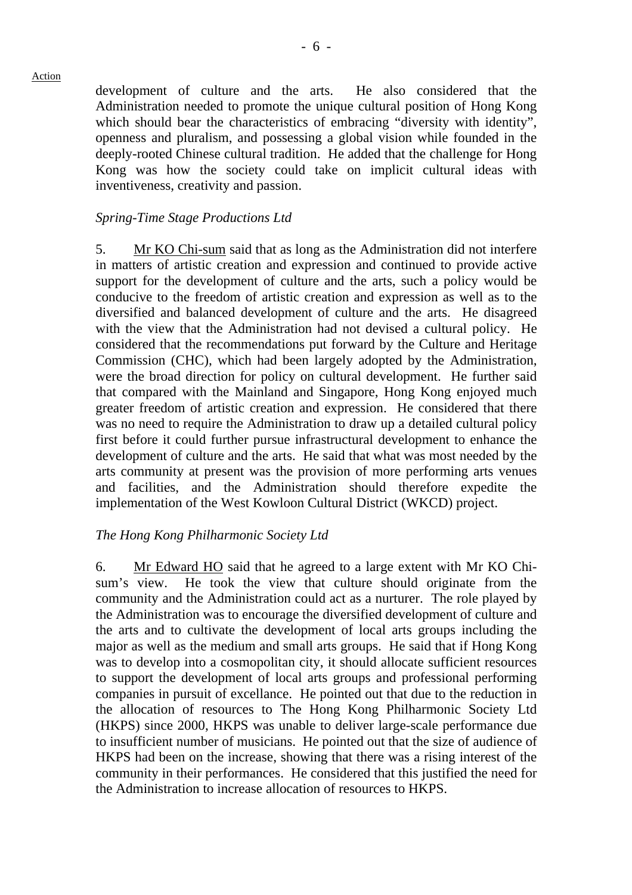development of culture and the arts. He also considered that the Administration needed to promote the unique cultural position of Hong Kong which should bear the characteristics of embracing "diversity with identity", openness and pluralism, and possessing a global vision while founded in the deeply-rooted Chinese cultural tradition. He added that the challenge for Hong Kong was how the society could take on implicit cultural ideas with inventiveness, creativity and passion.

*Spring-Time Stage Productions Ltd*

5. Mr KO Chi-sum said that as long as the Administration did not interfere in matters of artistic creation and expression and continued to provide active support for the development of culture and the arts, such a policy would be conducive to the freedom of artistic creation and expression as well as to the diversified and balanced development of culture and the arts. He disagreed with the view that the Administration had not devised a cultural policy. He considered that the recommendations put forward by the Culture and Heritage Commission (CHC), which had been largely adopted by the Administration, were the broad direction for policy on cultural development. He further said that compared with the Mainland and Singapore, Hong Kong enjoyed much greater freedom of artistic creation and expression. He considered that there was no need to require the Administration to draw up a detailed cultural policy first before it could further pursue infrastructural development to enhance the development of culture and the arts. He said that what was most needed by the arts community at present was the provision of more performing arts venues and facilities, and the Administration should therefore expedite the implementation of the West Kowloon Cultural District (WKCD) project.

*The Hong Kong Philharmonic Society Ltd*

6. Mr Edward HO said that he agreed to a large extent with Mr KO Chi-sum's view. He took the view that culture should originate from the community and the Administration could act as a nurturer. The role played by the Administration was to encourage the diversified development of culture and the arts and to cultivate the development of local arts groups including the major as well as the medium and small arts groups. He said that if Hong Kong was to develop into a cosmopolitan city, it should allocate sufficient resources to support the development of local arts groups and professional performing companies in pursuit of excellance. He pointed out that due to the reduction in the allocation of resources to The Hong Kong Philharmonic Society Ltd (HKPS) since 2000, HKPS was unable to deliver large-scale performance due to insufficient number of musicians. He pointed out that the size of audience of HKPS had been on the increase, showing that there was a rising interest of the community in their performances. He considered that this justified the need for the Administration to increase allocation of resources to HKPS.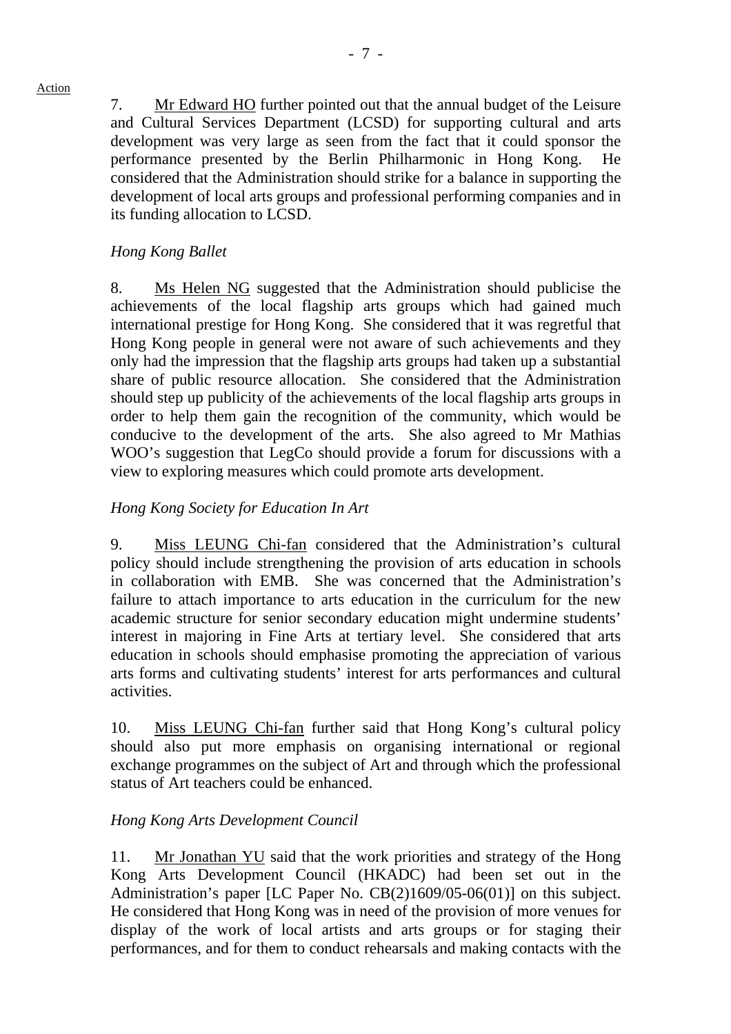7. Mr Edward HO further pointed out that the annual budget of the Leisure and Cultural Services Department (LCSD) for supporting cultural and arts development was very large as seen from the fact that it could sponsor the performance presented by the Berlin Philharmonic in Hong Kong. He considered that the Administration should strike for a balance in supporting the development of local arts groups and professional performing companies and in its funding allocation to LCSD.

*Hong Kong Ballet*

8. Ms Helen NG suggested that the Administration should publicise the achievements of the local flagship arts groups which had gained much international prestige for Hong Kong. She considered that it was regretful that Hong Kong people in general were not aware of such achievements and they only had the impression that the flagship arts groups had taken up a substantial share of public resource allocation. She considered that the Administration should step up publicity of the achievements of the local flagship arts groups in order to help them gain the recognition of the community, which would be conducive to the development of the arts. She also agreed to Mr Mathias WOO's suggestion that LegCo should provide a forum for discussions with a view to exploring measures which could promote arts development.

*Hong Kong Society for Education In Art*

9. Miss LEUNG Chi-fan considered that the Administration's cultural policy should include strengthening the provision of arts education in schools in collaboration with EMB. She was concerned that the Administration's failure to attach importance to arts education in the curriculum for the new academic structure for senior secondary education might undermine students' interest in majoring in Fine Arts at tertiary level. She considered that arts education in schools should emphasise promoting the appreciation of various arts forms and cultivating students' interest for arts performances and cultural activities.

10. Miss LEUNG Chi-fan further said that Hong Kong's cultural policy should also put more emphasis on organising international or regional exchange programmes on the subject of Art and through which the professional status of Art teachers could be enhanced.

*Hong Kong Arts Development Council*

11. Mr Jonathan YU said that the work priorities and strategy of the Hong Kong Arts Development Council (HKADC) had been set out in the Administration's paper [LC Paper No. CB(2)1609/05-06(01)] on this subject. He considered that Hong Kong was in need of the provision of more venues for display of the work of local artists and arts groups or for staging their performances, and for them to conduct rehearsals and making contacts with the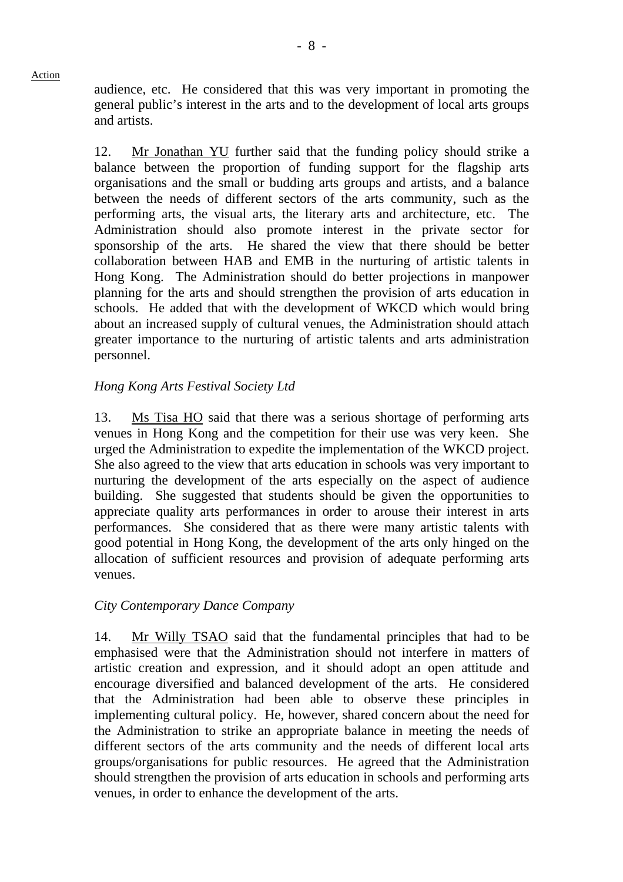audience, etc. He considered that this was very important in promoting the general public's interest in the arts and to the development of local arts groups and artists.

12. Mr Jonathan YU further said that the funding policy should strike a balance between the proportion of funding support for the flagship arts organisations and the small or budding arts groups and artists, and a balance between the needs of different sectors of the arts community, such as the performing arts, the visual arts, the literary arts and architecture, etc. The Administration should also promote interest in the private sector for sponsorship of the arts. He shared the view that there should be better collaboration between HAB and EMB in the nurturing of artistic talents in Hong Kong. The Administration should do better projections in manpower planning for the arts and should strengthen the provision of arts education in schools. He added that with the development of WKCD which would bring about an increased supply of cultural venues, the Administration should attach greater importance to the nurturing of artistic talents and arts administration personnel.

*Hong Kong Arts Festival Society Ltd*

13. Ms Tisa HO said that there was a serious shortage of performing arts venues in Hong Kong and the competition for their use was very keen. She urged the Administration to expedite the implementation of the WKCD project. She also agreed to the view that arts education in schools was very important to nurturing the development of the arts especially on the aspect of audience building. She suggested that students should be given the opportunities to appreciate quality arts performances in order to arouse their interest in arts performances. She considered that as there were many artistic talents with good potential in Hong Kong, the development of the arts only hinged on the allocation of sufficient resources and provision of adequate performing arts venues.

*City Contemporary Dance Company*

14. Mr Willy TSAO said that the fundamental principles that had to be emphasised were that the Administration should not interfere in matters of artistic creation and expression, and it should adopt an open attitude and encourage diversified and balanced development of the arts. He considered that the Administration had been able to observe these principles in implementing cultural policy. He, however, shared concern about the need for the Administration to strike an appropriate balance in meeting the needs of different sectors of the arts community and the needs of different local arts groups/organisations for public resources. He agreed that the Administration should strengthen the provision of arts education in schools and performing arts venues, in order to enhance the development of the arts.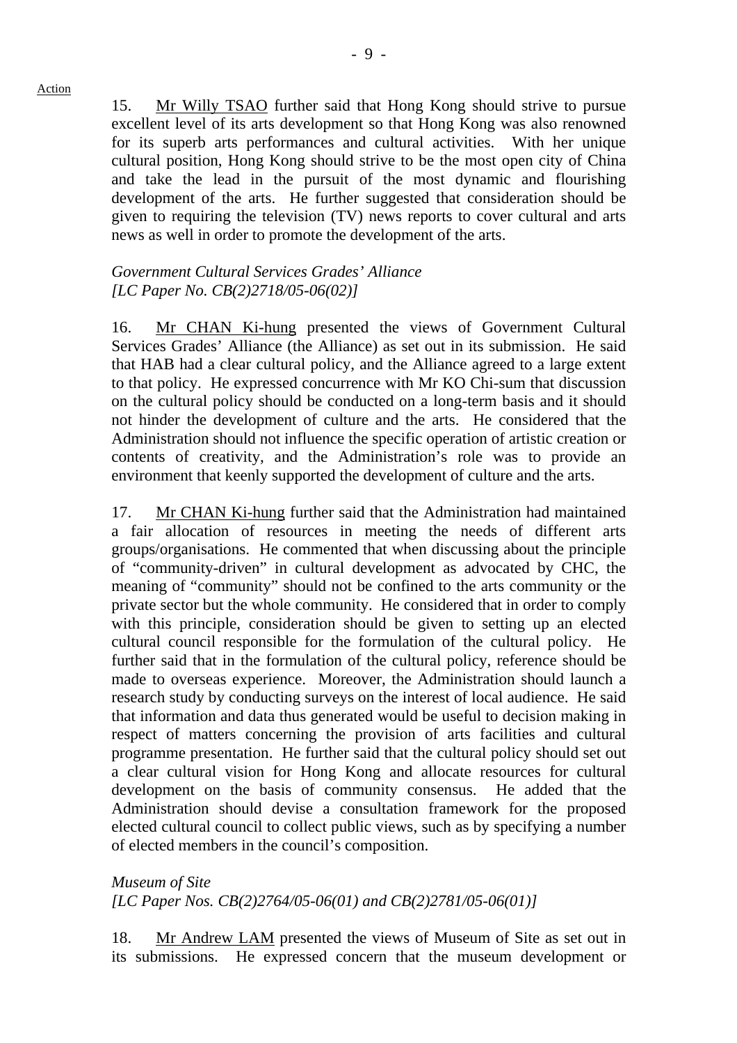15. Mr Willy TSAO further said that Hong Kong should strive to pursue excellent level of its arts development so that Hong Kong was also renowned for its superb arts performances and cultural activities. With her unique cultural position, Hong Kong should strive to be the most open city of China and take the lead in the pursuit of the most dynamic and flourishing development of the arts. He further suggested that consideration should be given to requiring the television (TV) news reports to cover cultural and arts news as well in order to promote the development of the arts.

*Government Cultural Services Grades' Alliance*
*[LC Paper No. CB(2)2718/05-06(02)]*

16. Mr CHAN Ki-hung presented the views of Government Cultural Services Grades' Alliance (the Alliance) as set out in its submission. He said that HAB had a clear cultural policy, and the Alliance agreed to a large extent to that policy. He expressed concurrence with Mr KO Chi-sum that discussion on the cultural policy should be conducted on a long-term basis and it should not hinder the development of culture and the arts. He considered that the Administration should not influence the specific operation of artistic creation or contents of creativity, and the Administration's role was to provide an environment that keenly supported the development of culture and the arts.

17. Mr CHAN Ki-hung further said that the Administration had maintained a fair allocation of resources in meeting the needs of different arts groups/organisations. He commented that when discussing about the principle of "community-driven" in cultural development as advocated by CHC, the meaning of "community" should not be confined to the arts community or the private sector but the whole community. He considered that in order to comply with this principle, consideration should be given to setting up an elected cultural council responsible for the formulation of the cultural policy. He further said that in the formulation of the cultural policy, reference should be made to overseas experience. Moreover, the Administration should launch a research study by conducting surveys on the interest of local audience. He said that information and data thus generated would be useful to decision making in respect of matters concerning the provision of arts facilities and cultural programme presentation. He further said that the cultural policy should set out a clear cultural vision for Hong Kong and allocate resources for cultural development on the basis of community consensus. He added that the Administration should devise a consultation framework for the proposed elected cultural council to collect public views, such as by specifying a number of elected members in the council's composition.

*Museum of Site*
*[LC Paper Nos. CB(2)2764/05-06(01) and CB(2)2781/05-06(01)]*

18. Mr Andrew LAM presented the views of Museum of Site as set out in its submissions. He expressed concern that the museum development or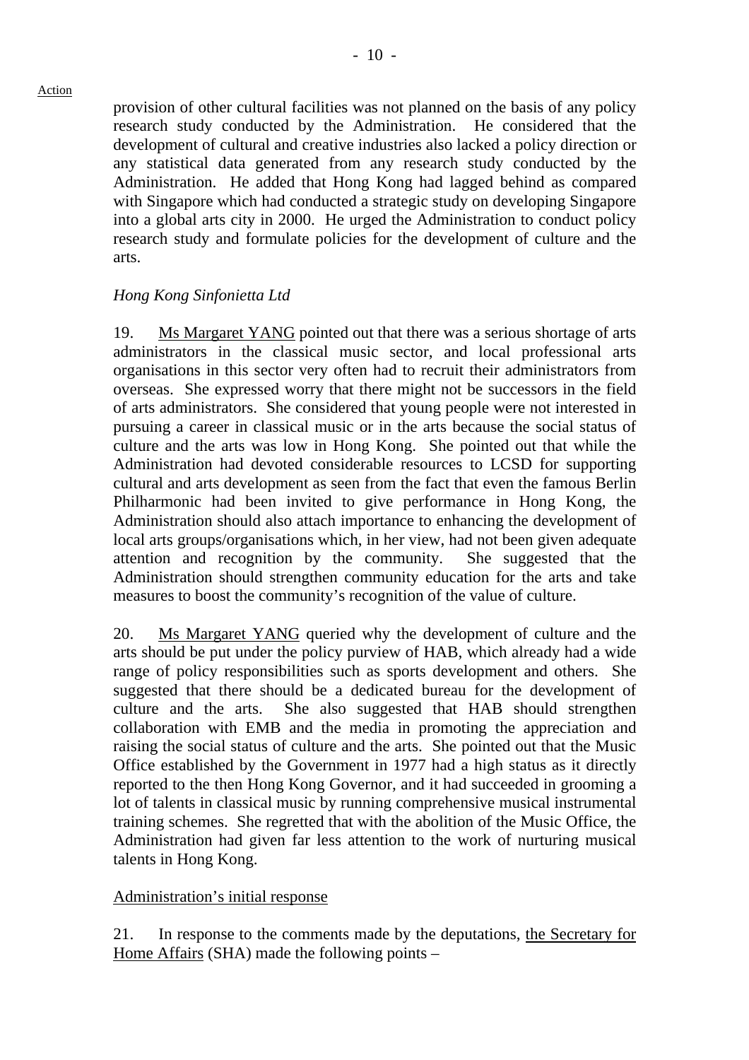provision of other cultural facilities was not planned on the basis of any policy research study conducted by the Administration. He considered that the development of cultural and creative industries also lacked a policy direction or any statistical data generated from any research study conducted by the Administration. He added that Hong Kong had lagged behind as compared with Singapore which had conducted a strategic study on developing Singapore into a global arts city in 2000. He urged the Administration to conduct policy research study and formulate policies for the development of culture and the arts.

*Hong Kong Sinfonietta Ltd*

19. Ms Margaret YANG pointed out that there was a serious shortage of arts administrators in the classical music sector, and local professional arts organisations in this sector very often had to recruit their administrators from overseas. She expressed worry that there might not be successors in the field of arts administrators. She considered that young people were not interested in pursuing a career in classical music or in the arts because the social status of culture and the arts was low in Hong Kong. She pointed out that while the Administration had devoted considerable resources to LCSD for supporting cultural and arts development as seen from the fact that even the famous Berlin Philharmonic had been invited to give performance in Hong Kong, the Administration should also attach importance to enhancing the development of local arts groups/organisations which, in her view, had not been given adequate attention and recognition by the community. She suggested that the Administration should strengthen community education for the arts and take measures to boost the community's recognition of the value of culture.

20. Ms Margaret YANG queried why the development of culture and the arts should be put under the policy purview of HAB, which already had a wide range of policy responsibilities such as sports development and others. She suggested that there should be a dedicated bureau for the development of culture and the arts. She also suggested that HAB should strengthen collaboration with EMB and the media in promoting the appreciation and raising the social status of culture and the arts. She pointed out that the Music Office established by the Government in 1977 had a high status as it directly reported to the then Hong Kong Governor, and it had succeeded in grooming a lot of talents in classical music by running comprehensive musical instrumental training schemes. She regretted that with the abolition of the Music Office, the Administration had given far less attention to the work of nurturing musical talents in Hong Kong.

Administration's initial response

21. In response to the comments made by the deputations, the Secretary for Home Affairs (SHA) made the following points –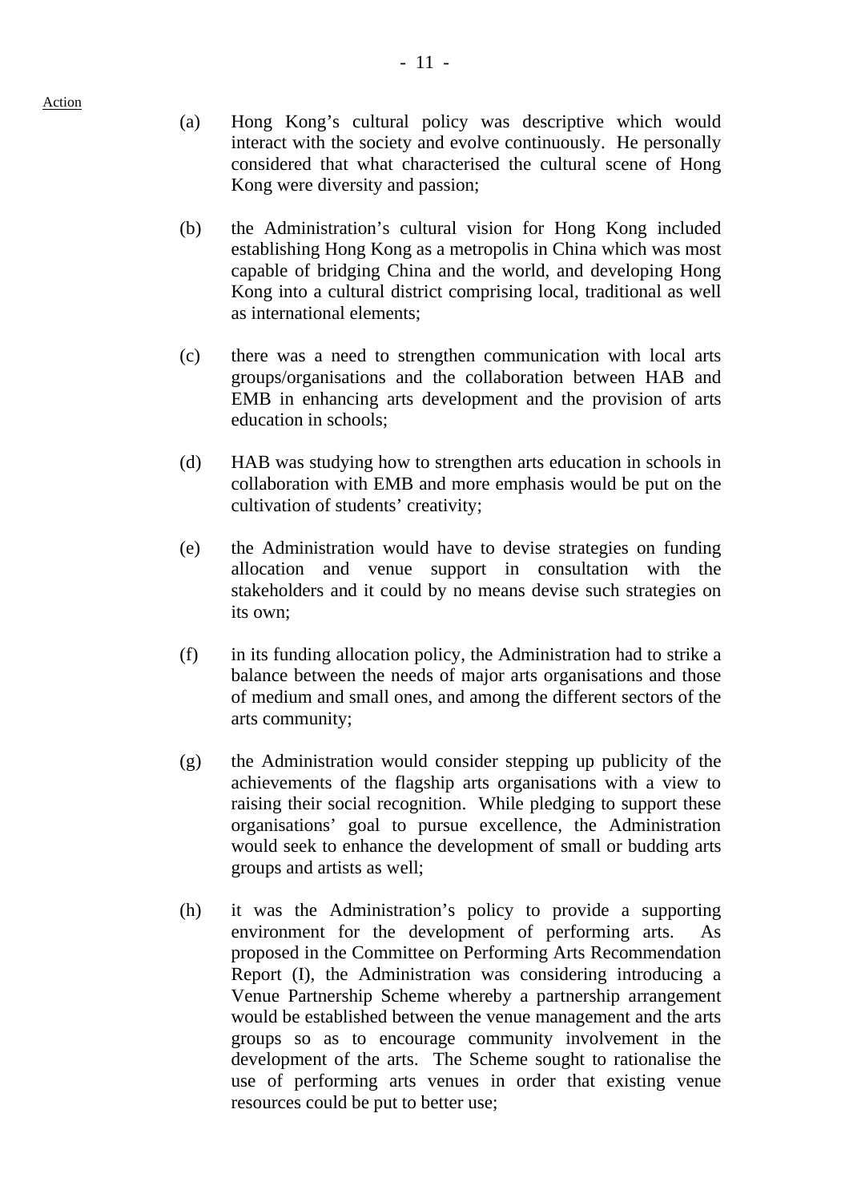Action

(a) Hong Kong's cultural policy was descriptive which would interact with the society and evolve continuously. He personally considered that what characterised the cultural scene of Hong Kong were diversity and passion;

(b) the Administration's cultural vision for Hong Kong included establishing Hong Kong as a metropolis in China which was most capable of bridging China and the world, and developing Hong Kong into a cultural district comprising local, traditional as well as international elements;

(c) there was a need to strengthen communication with local arts groups/organisations and the collaboration between HAB and EMB in enhancing arts development and the provision of arts education in schools;

(d) HAB was studying how to strengthen arts education in schools in collaboration with EMB and more emphasis would be put on the cultivation of students' creativity;

(e) the Administration would have to devise strategies on funding allocation and venue support in consultation with the stakeholders and it could by no means devise such strategies on its own;

(f) in its funding allocation policy, the Administration had to strike a balance between the needs of major arts organisations and those of medium and small ones, and among the different sectors of the arts community;

(g) the Administration would consider stepping up publicity of the achievements of the flagship arts organisations with a view to raising their social recognition. While pledging to support these organisations' goal to pursue excellence, the Administration would seek to enhance the development of small or budding arts groups and artists as well;

(h) it was the Administration's policy to provide a supporting environment for the development of performing arts. As proposed in the Committee on Performing Arts Recommendation Report (I), the Administration was considering introducing a Venue Partnership Scheme whereby a partnership arrangement would be established between the venue management and the arts groups so as to encourage community involvement in the development of the arts. The Scheme sought to rationalise the use of performing arts venues in order that existing venue resources could be put to better use;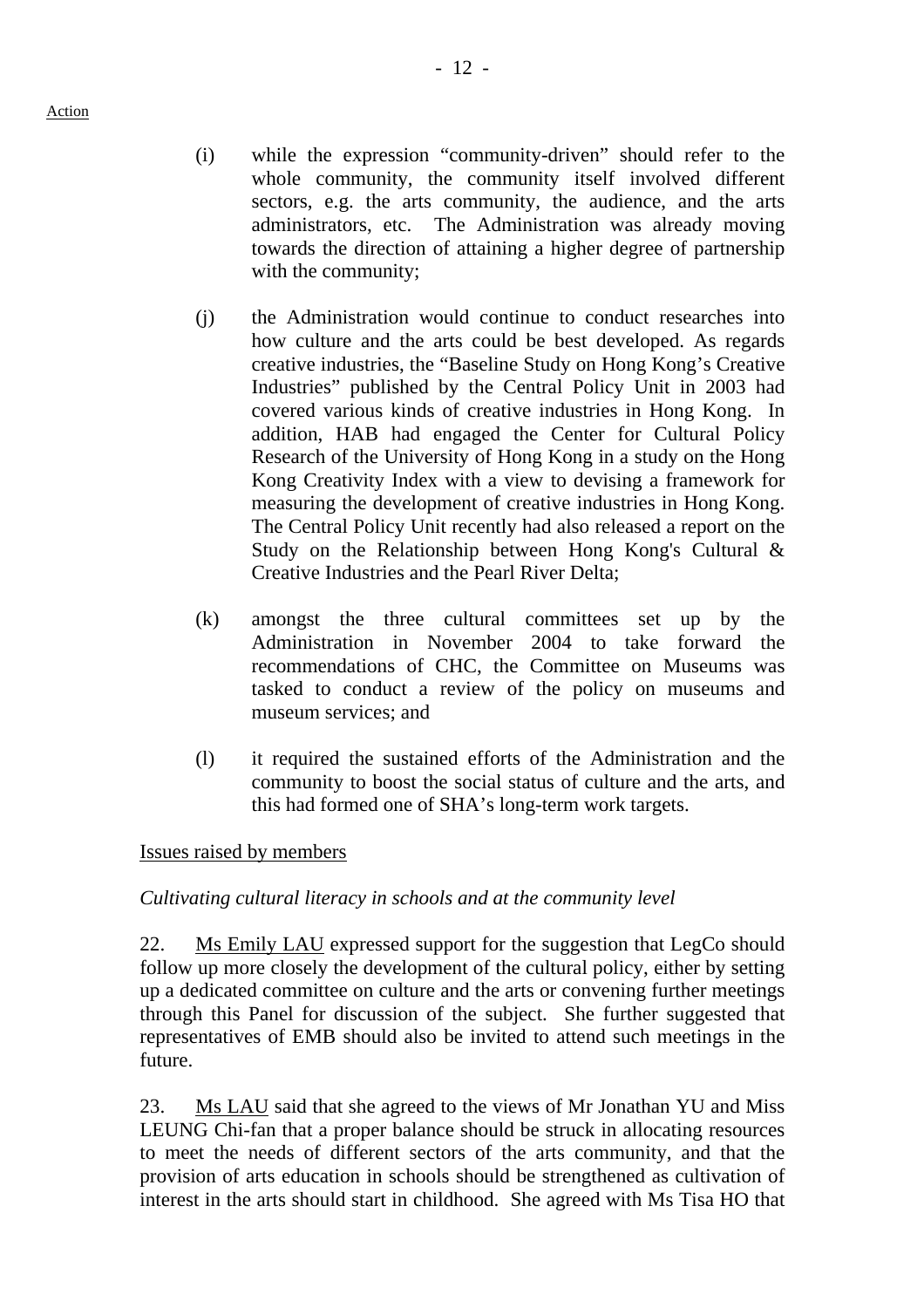(i) while the expression "community-driven" should refer to the whole community, the community itself involved different sectors, e.g. the arts community, the audience, and the arts administrators, etc. The Administration was already moving towards the direction of attaining a higher degree of partnership with the community;

(j) the Administration would continue to conduct researches into how culture and the arts could be best developed. As regards creative industries, the "Baseline Study on Hong Kong's Creative Industries" published by the Central Policy Unit in 2003 had covered various kinds of creative industries in Hong Kong. In addition, HAB had engaged the Center for Cultural Policy Research of the University of Hong Kong in a study on the Hong Kong Creativity Index with a view to devising a framework for measuring the development of creative industries in Hong Kong. The Central Policy Unit recently had also released a report on the Study on the Relationship between Hong Kong's Cultural & Creative Industries and the Pearl River Delta;

(k) amongst the three cultural committees set up by the Administration in November 2004 to take forward the recommendations of CHC, the Committee on Museums was tasked to conduct a review of the policy on museums and museum services; and

(l) it required the sustained efforts of the Administration and the community to boost the social status of culture and the arts, and this had formed one of SHA's long-term work targets.

Issues raised by members

*Cultivating cultural literacy in schools and at the community level*

22. Ms Emily LAU expressed support for the suggestion that LegCo should follow up more closely the development of the cultural policy, either by setting up a dedicated committee on culture and the arts or convening further meetings through this Panel for discussion of the subject. She further suggested that representatives of EMB should also be invited to attend such meetings in the future.

23. Ms LAU said that she agreed to the views of Mr Jonathan YU and Miss LEUNG Chi-fan that a proper balance should be struck in allocating resources to meet the needs of different sectors of the arts community, and that the provision of arts education in schools should be strengthened as cultivation of interest in the arts should start in childhood. She agreed with Ms Tisa HO that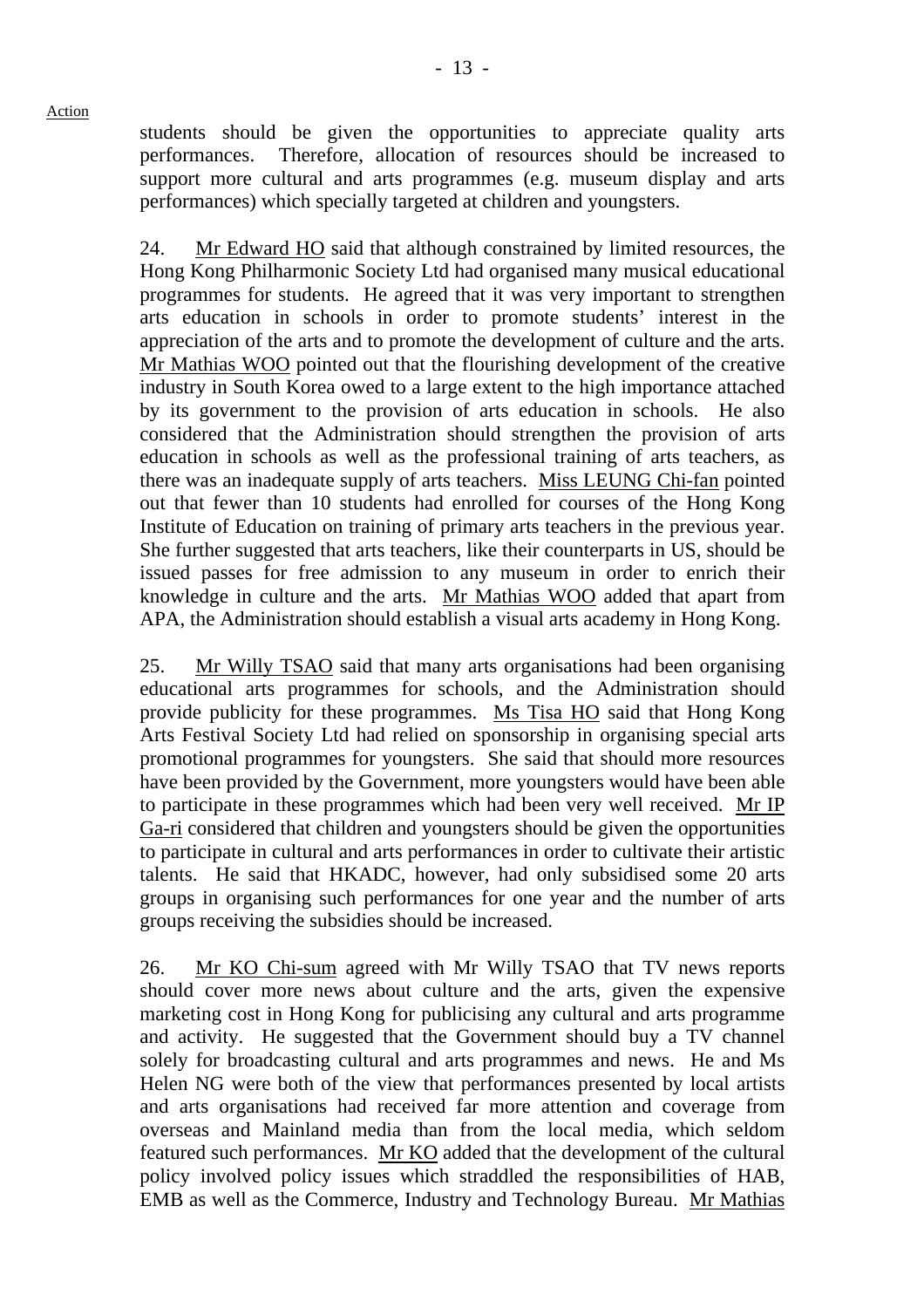students should be given the opportunities to appreciate quality arts performances. Therefore, allocation of resources should be increased to support more cultural and arts programmes (e.g. museum display and arts performances) which specially targeted at children and youngsters.

24. Mr Edward HO said that although constrained by limited resources, the Hong Kong Philharmonic Society Ltd had organised many musical educational programmes for students. He agreed that it was very important to strengthen arts education in schools in order to promote students' interest in the appreciation of the arts and to promote the development of culture and the arts. Mr Mathias WOO pointed out that the flourishing development of the creative industry in South Korea owed to a large extent to the high importance attached by its government to the provision of arts education in schools. He also considered that the Administration should strengthen the provision of arts education in schools as well as the professional training of arts teachers, as there was an inadequate supply of arts teachers. Miss LEUNG Chi-fan pointed out that fewer than 10 students had enrolled for courses of the Hong Kong Institute of Education on training of primary arts teachers in the previous year. She further suggested that arts teachers, like their counterparts in US, should be issued passes for free admission to any museum in order to enrich their knowledge in culture and the arts. Mr Mathias WOO added that apart from APA, the Administration should establish a visual arts academy in Hong Kong.

25. Mr Willy TSAO said that many arts organisations had been organising educational arts programmes for schools, and the Administration should provide publicity for these programmes. Ms Tisa HO said that Hong Kong Arts Festival Society Ltd had relied on sponsorship in organising special arts promotional programmes for youngsters. She said that should more resources have been provided by the Government, more youngsters would have been able to participate in these programmes which had been very well received. Mr IP Ga-ri considered that children and youngsters should be given the opportunities to participate in cultural and arts performances in order to cultivate their artistic talents. He said that HKADC, however, had only subsidised some 20 arts groups in organising such performances for one year and the number of arts groups receiving the subsidies should be increased.

26. Mr KO Chi-sum agreed with Mr Willy TSAO that TV news reports should cover more news about culture and the arts, given the expensive marketing cost in Hong Kong for publicising any cultural and arts programme and activity. He suggested that the Government should buy a TV channel solely for broadcasting cultural and arts programmes and news. He and Ms Helen NG were both of the view that performances presented by local artists and arts organisations had received far more attention and coverage from overseas and Mainland media than from the local media, which seldom featured such performances. Mr KO added that the development of the cultural policy involved policy issues which straddled the responsibilities of HAB, EMB as well as the Commerce, Industry and Technology Bureau. Mr Mathias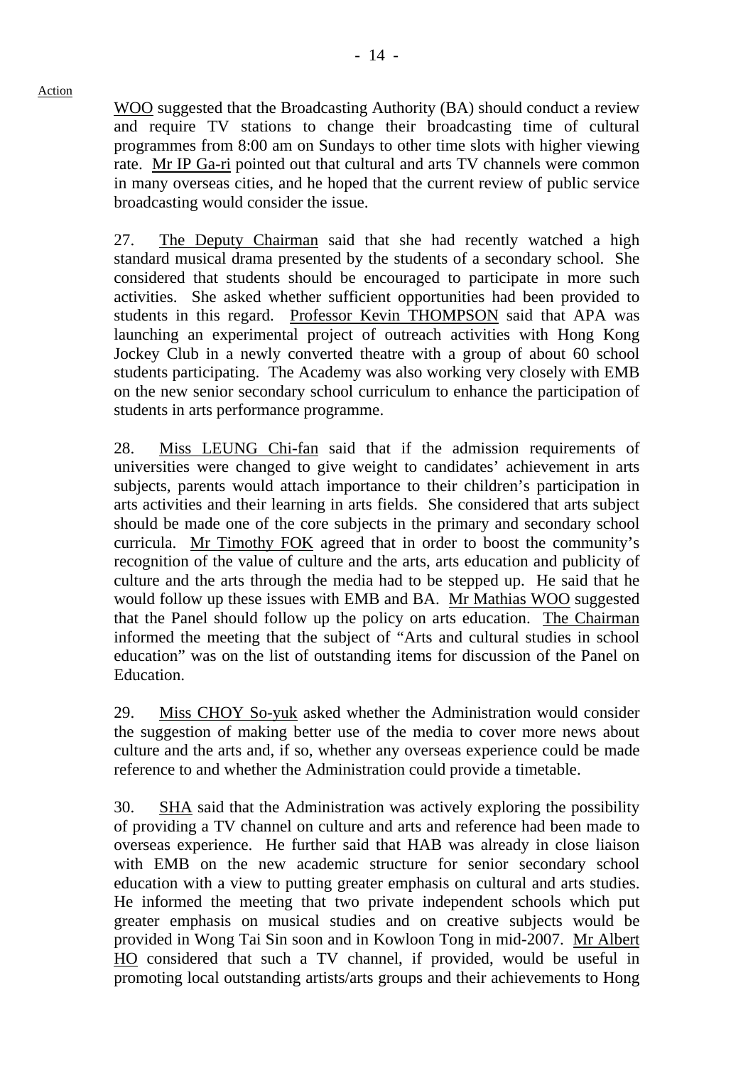WOO suggested that the Broadcasting Authority (BA) should conduct a review and require TV stations to change their broadcasting time of cultural programmes from 8:00 am on Sundays to other time slots with higher viewing rate. Mr IP Ga-ri pointed out that cultural and arts TV channels were common in many overseas cities, and he hoped that the current review of public service broadcasting would consider the issue.

27. The Deputy Chairman said that she had recently watched a high standard musical drama presented by the students of a secondary school. She considered that students should be encouraged to participate in more such activities. She asked whether sufficient opportunities had been provided to students in this regard. Professor Kevin THOMPSON said that APA was launching an experimental project of outreach activities with Hong Kong Jockey Club in a newly converted theatre with a group of about 60 school students participating. The Academy was also working very closely with EMB on the new senior secondary school curriculum to enhance the participation of students in arts performance programme.

28. Miss LEUNG Chi-fan said that if the admission requirements of universities were changed to give weight to candidates' achievement in arts subjects, parents would attach importance to their children's participation in arts activities and their learning in arts fields. She considered that arts subject should be made one of the core subjects in the primary and secondary school curricula. Mr Timothy FOK agreed that in order to boost the community's recognition of the value of culture and the arts, arts education and publicity of culture and the arts through the media had to be stepped up. He said that he would follow up these issues with EMB and BA. Mr Mathias WOO suggested that the Panel should follow up the policy on arts education. The Chairman informed the meeting that the subject of "Arts and cultural studies in school education" was on the list of outstanding items for discussion of the Panel on Education.

29. Miss CHOY So-yuk asked whether the Administration would consider the suggestion of making better use of the media to cover more news about culture and the arts and, if so, whether any overseas experience could be made reference to and whether the Administration could provide a timetable.

30. SHA said that the Administration was actively exploring the possibility of providing a TV channel on culture and arts and reference had been made to overseas experience. He further said that HAB was already in close liaison with EMB on the new academic structure for senior secondary school education with a view to putting greater emphasis on cultural and arts studies. He informed the meeting that two private independent schools which put greater emphasis on musical studies and on creative subjects would be provided in Wong Tai Sin soon and in Kowloon Tong in mid-2007. Mr Albert HO considered that such a TV channel, if provided, would be useful in promoting local outstanding artists/arts groups and their achievements to Hong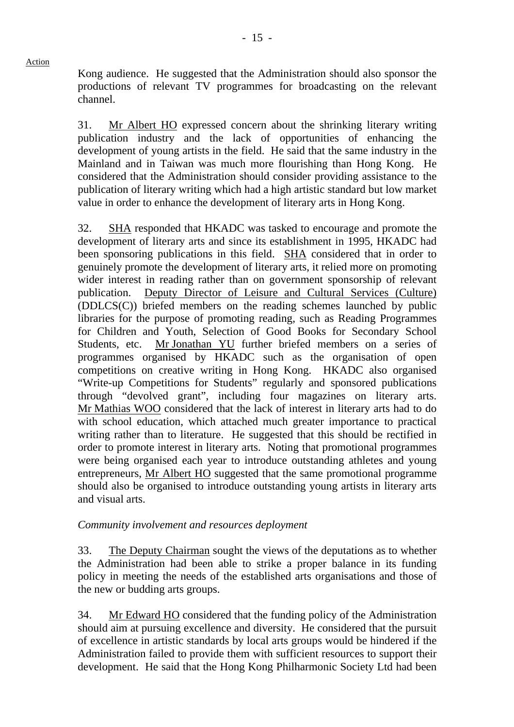Kong audience. He suggested that the Administration should also sponsor the productions of relevant TV programmes for broadcasting on the relevant channel.

31. Mr Albert HO expressed concern about the shrinking literary writing publication industry and the lack of opportunities of enhancing the development of young artists in the field. He said that the same industry in the Mainland and in Taiwan was much more flourishing than Hong Kong. He considered that the Administration should consider providing assistance to the publication of literary writing which had a high artistic standard but low market value in order to enhance the development of literary arts in Hong Kong.

32. SHA responded that HKADC was tasked to encourage and promote the development of literary arts and since its establishment in 1995, HKADC had been sponsoring publications in this field. SHA considered that in order to genuinely promote the development of literary arts, it relied more on promoting wider interest in reading rather than on government sponsorship of relevant publication. Deputy Director of Leisure and Cultural Services (Culture) (DDLCS(C)) briefed members on the reading schemes launched by public libraries for the purpose of promoting reading, such as Reading Programmes for Children and Youth, Selection of Good Books for Secondary School Students, etc. Mr Jonathan YU further briefed members on a series of programmes organised by HKADC such as the organisation of open competitions on creative writing in Hong Kong. HKADC also organised "Write-up Competitions for Students" regularly and sponsored publications through "devolved grant", including four magazines on literary arts. Mr Mathias WOO considered that the lack of interest in literary arts had to do with school education, which attached much greater importance to practical writing rather than to literature. He suggested that this should be rectified in order to promote interest in literary arts. Noting that promotional programmes were being organised each year to introduce outstanding athletes and young entrepreneurs, Mr Albert HO suggested that the same promotional programme should also be organised to introduce outstanding young artists in literary arts and visual arts.

*Community involvement and resources deployment*

33. The Deputy Chairman sought the views of the deputations as to whether the Administration had been able to strike a proper balance in its funding policy in meeting the needs of the established arts organisations and those of the new or budding arts groups.

34. Mr Edward HO considered that the funding policy of the Administration should aim at pursuing excellence and diversity. He considered that the pursuit of excellence in artistic standards by local arts groups would be hindered if the Administration failed to provide them with sufficient resources to support their development. He said that the Hong Kong Philharmonic Society Ltd had been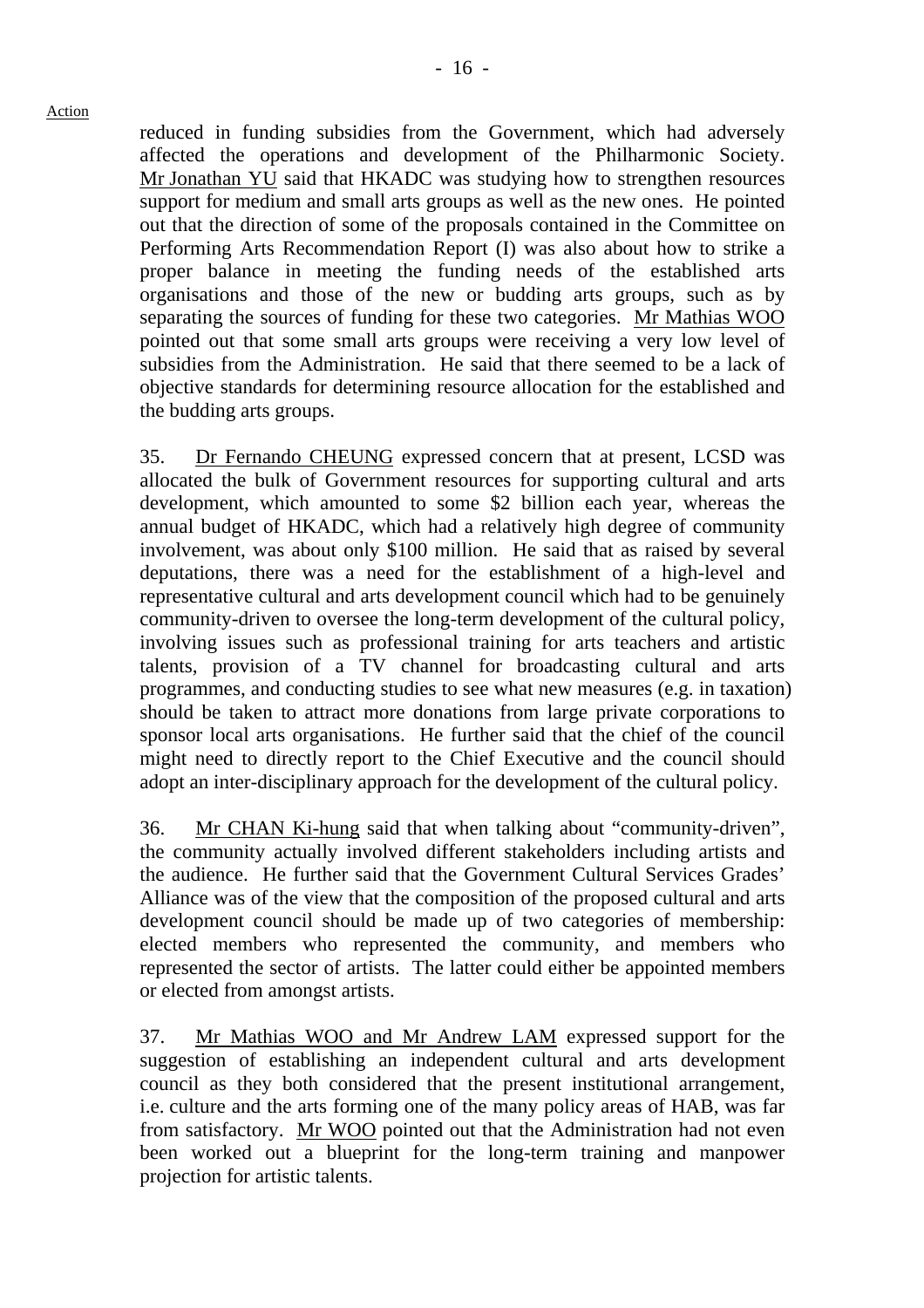reduced in funding subsidies from the Government, which had adversely affected the operations and development of the Philharmonic Society. Mr Jonathan YU said that HKADC was studying how to strengthen resources support for medium and small arts groups as well as the new ones. He pointed out that the direction of some of the proposals contained in the Committee on Performing Arts Recommendation Report (I) was also about how to strike a proper balance in meeting the funding needs of the established arts organisations and those of the new or budding arts groups, such as by separating the sources of funding for these two categories. Mr Mathias WOO pointed out that some small arts groups were receiving a very low level of subsidies from the Administration. He said that there seemed to be a lack of objective standards for determining resource allocation for the established and the budding arts groups.

35. Dr Fernando CHEUNG expressed concern that at present, LCSD was allocated the bulk of Government resources for supporting cultural and arts development, which amounted to some $2 billion each year, whereas the annual budget of HKADC, which had a relatively high degree of community involvement, was about only $100 million. He said that as raised by several deputations, there was a need for the establishment of a high-level and representative cultural and arts development council which had to be genuinely community-driven to oversee the long-term development of the cultural policy, involving issues such as professional training for arts teachers and artistic talents, provision of a TV channel for broadcasting cultural and arts programmes, and conducting studies to see what new measures (e.g. in taxation) should be taken to attract more donations from large private corporations to sponsor local arts organisations. He further said that the chief of the council might need to directly report to the Chief Executive and the council should adopt an inter-disciplinary approach for the development of the cultural policy.

36. Mr CHAN Ki-hung said that when talking about "community-driven", the community actually involved different stakeholders including artists and the audience. He further said that the Government Cultural Services Grades' Alliance was of the view that the composition of the proposed cultural and arts development council should be made up of two categories of membership: elected members who represented the community, and members who represented the sector of artists. The latter could either be appointed members or elected from amongst artists.

37. Mr Mathias WOO and Mr Andrew LAM expressed support for the suggestion of establishing an independent cultural and arts development council as they both considered that the present institutional arrangement, i.e. culture and the arts forming one of the many policy areas of HAB, was far from satisfactory. Mr WOO pointed out that the Administration had not even been worked out a blueprint for the long-term training and manpower projection for artistic talents.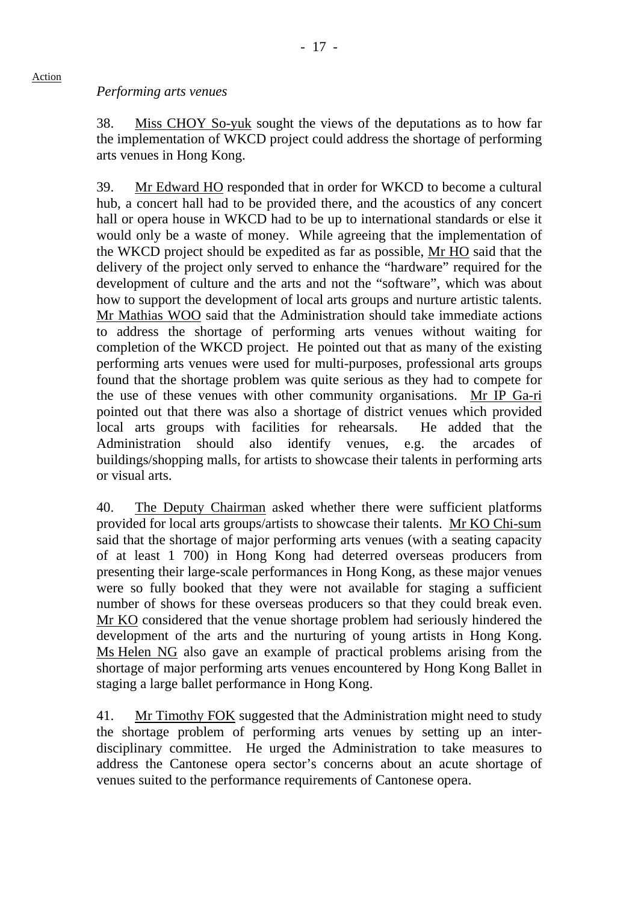Action

*Performing arts venues*

38. Miss CHOY So-yuk sought the views of the deputations as to how far the implementation of WKCD project could address the shortage of performing arts venues in Hong Kong.

39. Mr Edward HO responded that in order for WKCD to become a cultural hub, a concert hall had to be provided there, and the acoustics of any concert hall or opera house in WKCD had to be up to international standards or else it would only be a waste of money. While agreeing that the implementation of the WKCD project should be expedited as far as possible, Mr HO said that the delivery of the project only served to enhance the "hardware" required for the development of culture and the arts and not the "software", which was about how to support the development of local arts groups and nurture artistic talents. Mr Mathias WOO said that the Administration should take immediate actions to address the shortage of performing arts venues without waiting for completion of the WKCD project. He pointed out that as many of the existing performing arts venues were used for multi-purposes, professional arts groups found that the shortage problem was quite serious as they had to compete for the use of these venues with other community organisations. Mr IP Ga-ri pointed out that there was also a shortage of district venues which provided local arts groups with facilities for rehearsals. He added that the Administration should also identify venues, e.g. the arcades of buildings/shopping malls, for artists to showcase their talents in performing arts or visual arts.

40. The Deputy Chairman asked whether there were sufficient platforms provided for local arts groups/artists to showcase their talents. Mr KO Chi-sum said that the shortage of major performing arts venues (with a seating capacity of at least 1 700) in Hong Kong had deterred overseas producers from presenting their large-scale performances in Hong Kong, as these major venues were so fully booked that they were not available for staging a sufficient number of shows for these overseas producers so that they could break even. Mr KO considered that the venue shortage problem had seriously hindered the development of the arts and the nurturing of young artists in Hong Kong. Ms Helen NG also gave an example of practical problems arising from the shortage of major performing arts venues encountered by Hong Kong Ballet in staging a large ballet performance in Hong Kong.

41. Mr Timothy FOK suggested that the Administration might need to study the shortage problem of performing arts venues by setting up an inter-disciplinary committee. He urged the Administration to take measures to address the Cantonese opera sector's concerns about an acute shortage of venues suited to the performance requirements of Cantonese opera.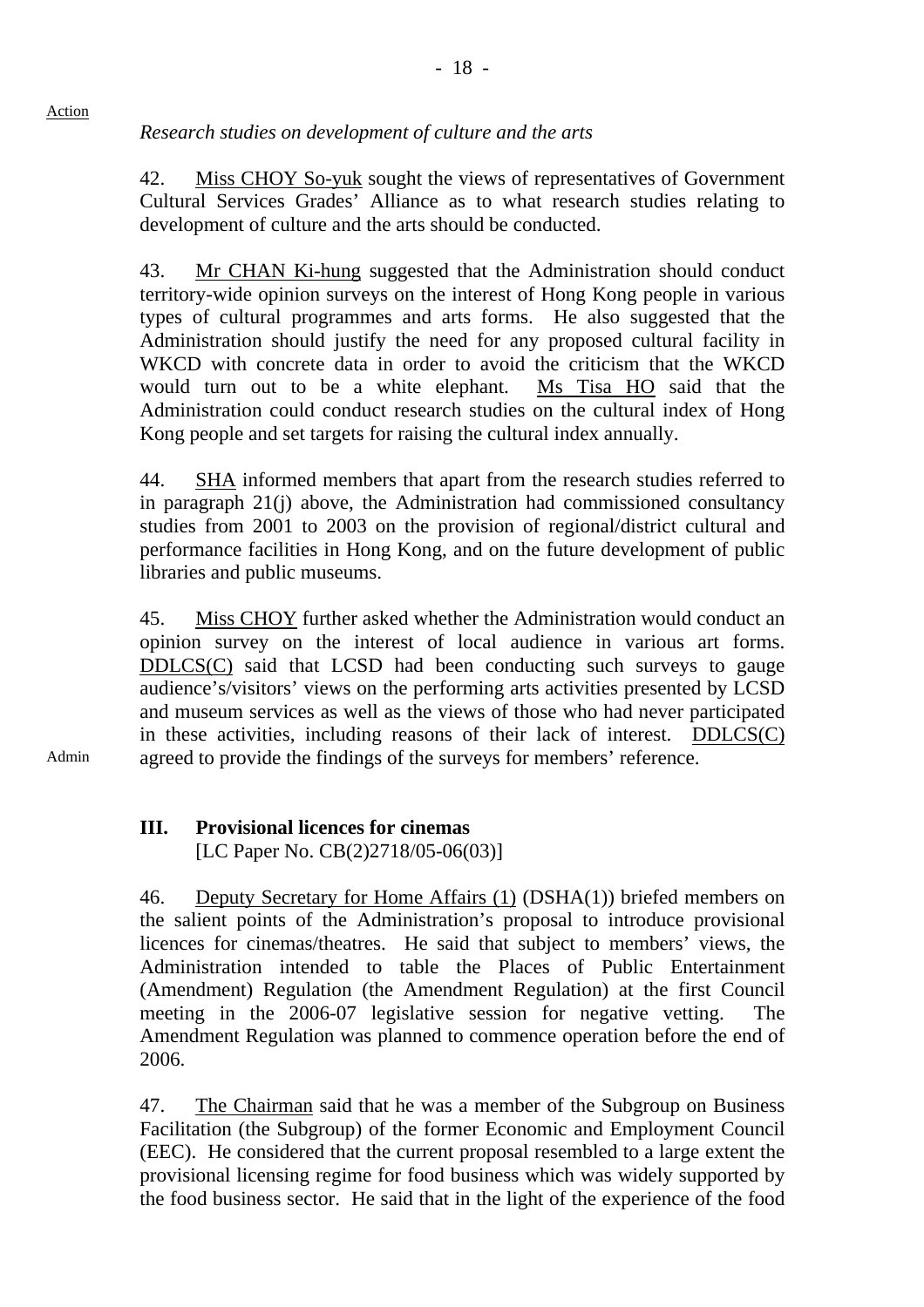Action

*Research studies on development of culture and the arts*

42. Miss CHOY So-yuk sought the views of representatives of Government Cultural Services Grades' Alliance as to what research studies relating to development of culture and the arts should be conducted.

43. Mr CHAN Ki-hung suggested that the Administration should conduct territory-wide opinion surveys on the interest of Hong Kong people in various types of cultural programmes and arts forms. He also suggested that the Administration should justify the need for any proposed cultural facility in WKCD with concrete data in order to avoid the criticism that the WKCD would turn out to be a white elephant. Ms Tisa HO said that the Administration could conduct research studies on the cultural index of Hong Kong people and set targets for raising the cultural index annually.

44. SHA informed members that apart from the research studies referred to in paragraph 21(j) above, the Administration had commissioned consultancy studies from 2001 to 2003 on the provision of regional/district cultural and performance facilities in Hong Kong, and on the future development of public libraries and public museums.

45. Miss CHOY further asked whether the Administration would conduct an opinion survey on the interest of local audience in various art forms. DDLCS(C) said that LCSD had been conducting such surveys to gauge audience's/visitors' views on the performing arts activities presented by LCSD and museum services as well as the views of those who had never participated in these activities, including reasons of their lack of interest. DDLCS(C) agreed to provide the findings of the surveys for members' reference.

Admin

## III. Provisional licences for cinemas

[LC Paper No. CB(2)2718/05-06(03)]

46. Deputy Secretary for Home Affairs (1) (DSHA(1)) briefed members on the salient points of the Administration's proposal to introduce provisional licences for cinemas/theatres. He said that subject to members' views, the Administration intended to table the Places of Public Entertainment (Amendment) Regulation (the Amendment Regulation) at the first Council meeting in the 2006-07 legislative session for negative vetting. The Amendment Regulation was planned to commence operation before the end of 2006.

47. The Chairman said that he was a member of the Subgroup on Business Facilitation (the Subgroup) of the former Economic and Employment Council (EEC). He considered that the current proposal resembled to a large extent the provisional licensing regime for food business which was widely supported by the food business sector. He said that in the light of the experience of the food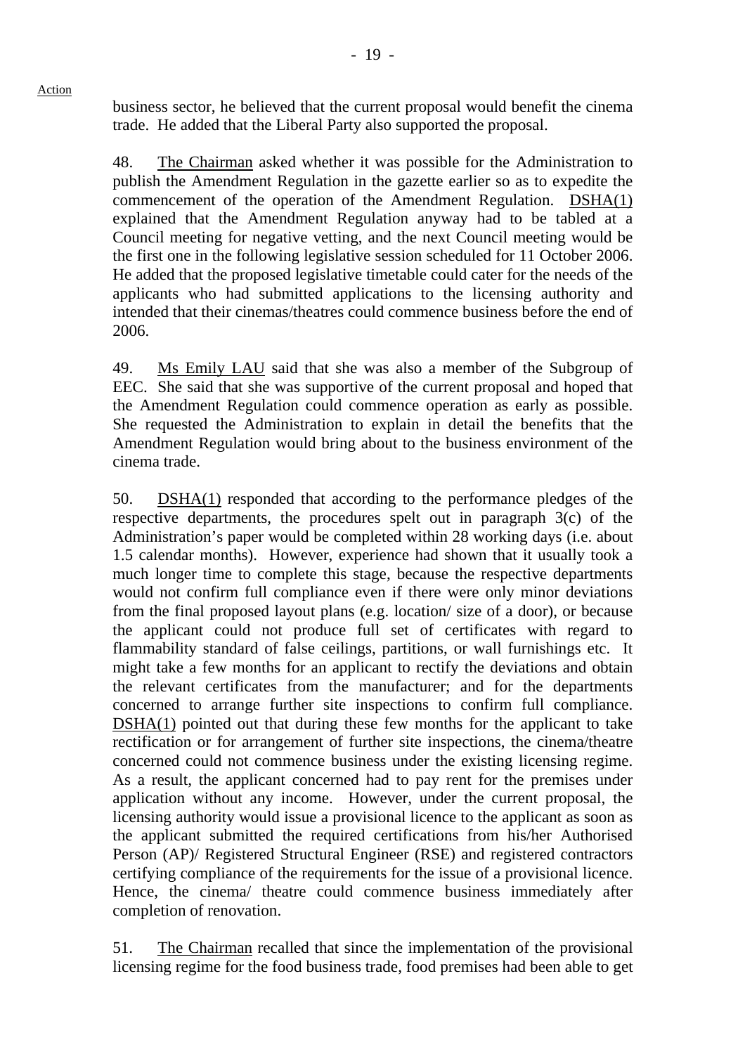Action

business sector, he believed that the current proposal would benefit the cinema trade. He added that the Liberal Party also supported the proposal.

48. The Chairman asked whether it was possible for the Administration to publish the Amendment Regulation in the gazette earlier so as to expedite the commencement of the operation of the Amendment Regulation. DSHA(1) explained that the Amendment Regulation anyway had to be tabled at a Council meeting for negative vetting, and the next Council meeting would be the first one in the following legislative session scheduled for 11 October 2006. He added that the proposed legislative timetable could cater for the needs of the applicants who had submitted applications to the licensing authority and intended that their cinemas/theatres could commence business before the end of 2006.

49. Ms Emily LAU said that she was also a member of the Subgroup of EEC. She said that she was supportive of the current proposal and hoped that the Amendment Regulation could commence operation as early as possible. She requested the Administration to explain in detail the benefits that the Amendment Regulation would bring about to the business environment of the cinema trade.

50. DSHA(1) responded that according to the performance pledges of the respective departments, the procedures spelt out in paragraph 3(c) of the Administration's paper would be completed within 28 working days (i.e. about 1.5 calendar months). However, experience had shown that it usually took a much longer time to complete this stage, because the respective departments would not confirm full compliance even if there were only minor deviations from the final proposed layout plans (e.g. location/ size of a door), or because the applicant could not produce full set of certificates with regard to flammability standard of false ceilings, partitions, or wall furnishings etc. It might take a few months for an applicant to rectify the deviations and obtain the relevant certificates from the manufacturer; and for the departments concerned to arrange further site inspections to confirm full compliance. DSHA(1) pointed out that during these few months for the applicant to take rectification or for arrangement of further site inspections, the cinema/theatre concerned could not commence business under the existing licensing regime. As a result, the applicant concerned had to pay rent for the premises under application without any income. However, under the current proposal, the licensing authority would issue a provisional licence to the applicant as soon as the applicant submitted the required certifications from his/her Authorised Person (AP)/ Registered Structural Engineer (RSE) and registered contractors certifying compliance of the requirements for the issue of a provisional licence. Hence, the cinema/ theatre could commence business immediately after completion of renovation.

51. The Chairman recalled that since the implementation of the provisional licensing regime for the food business trade, food premises had been able to get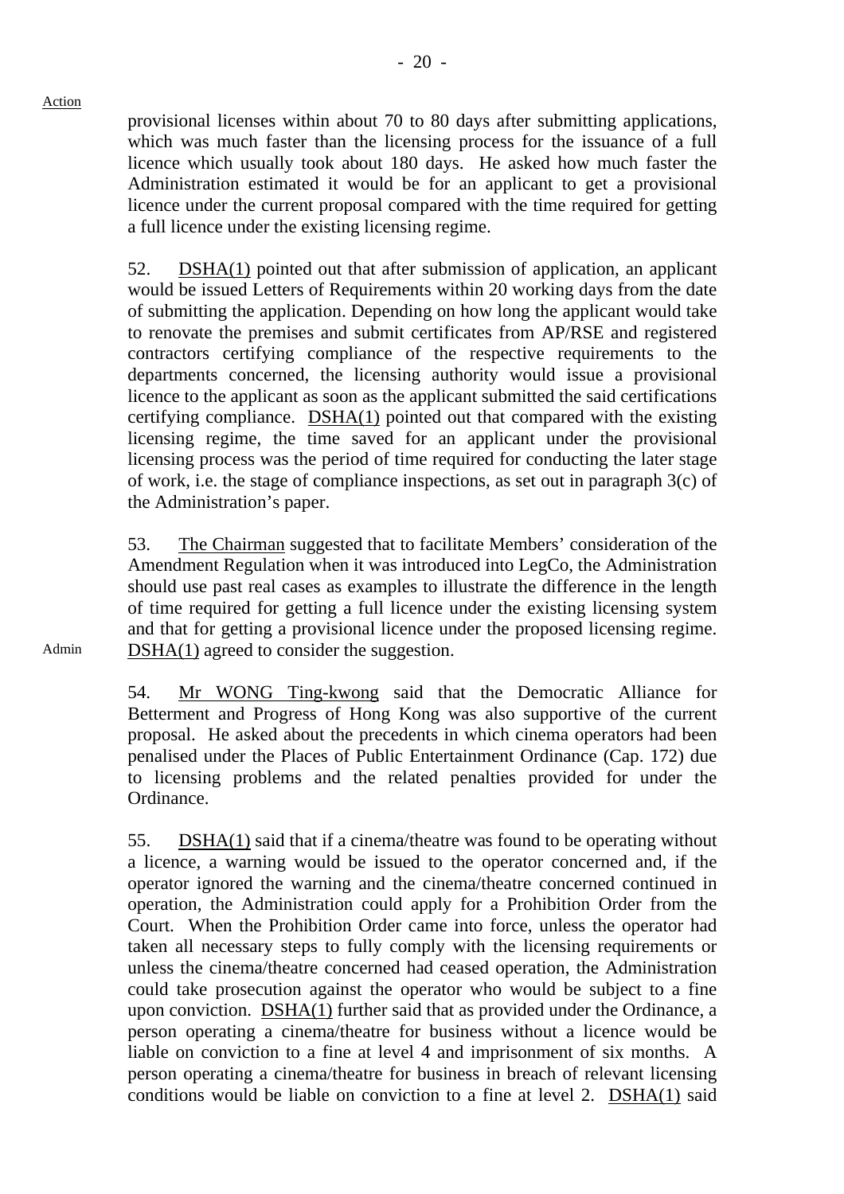Action

provisional licenses within about 70 to 80 days after submitting applications, which was much faster than the licensing process for the issuance of a full licence which usually took about 180 days. He asked how much faster the Administration estimated it would be for an applicant to get a provisional licence under the current proposal compared with the time required for getting a full licence under the existing licensing regime.

52. DSHA(1) pointed out that after submission of application, an applicant would be issued Letters of Requirements within 20 working days from the date of submitting the application. Depending on how long the applicant would take to renovate the premises and submit certificates from AP/RSE and registered contractors certifying compliance of the respective requirements to the departments concerned, the licensing authority would issue a provisional licence to the applicant as soon as the applicant submitted the said certifications certifying compliance. DSHA(1) pointed out that compared with the existing licensing regime, the time saved for an applicant under the provisional licensing process was the period of time required for conducting the later stage of work, i.e. the stage of compliance inspections, as set out in paragraph 3(c) of the Administration's paper.

53. The Chairman suggested that to facilitate Members' consideration of the Amendment Regulation when it was introduced into LegCo, the Administration should use past real cases as examples to illustrate the difference in the length of time required for getting a full licence under the existing licensing system and that for getting a provisional licence under the proposed licensing regime. DSHA(1) agreed to consider the suggestion.

Admin

54. Mr WONG Ting-kwong said that the Democratic Alliance for Betterment and Progress of Hong Kong was also supportive of the current proposal. He asked about the precedents in which cinema operators had been penalised under the Places of Public Entertainment Ordinance (Cap. 172) due to licensing problems and the related penalties provided for under the Ordinance.

55. DSHA(1) said that if a cinema/theatre was found to be operating without a licence, a warning would be issued to the operator concerned and, if the operator ignored the warning and the cinema/theatre concerned continued in operation, the Administration could apply for a Prohibition Order from the Court. When the Prohibition Order came into force, unless the operator had taken all necessary steps to fully comply with the licensing requirements or unless the cinema/theatre concerned had ceased operation, the Administration could take prosecution against the operator who would be subject to a fine upon conviction. DSHA(1) further said that as provided under the Ordinance, a person operating a cinema/theatre for business without a licence would be liable on conviction to a fine at level 4 and imprisonment of six months. A person operating a cinema/theatre for business in breach of relevant licensing conditions would be liable on conviction to a fine at level 2. DSHA(1) said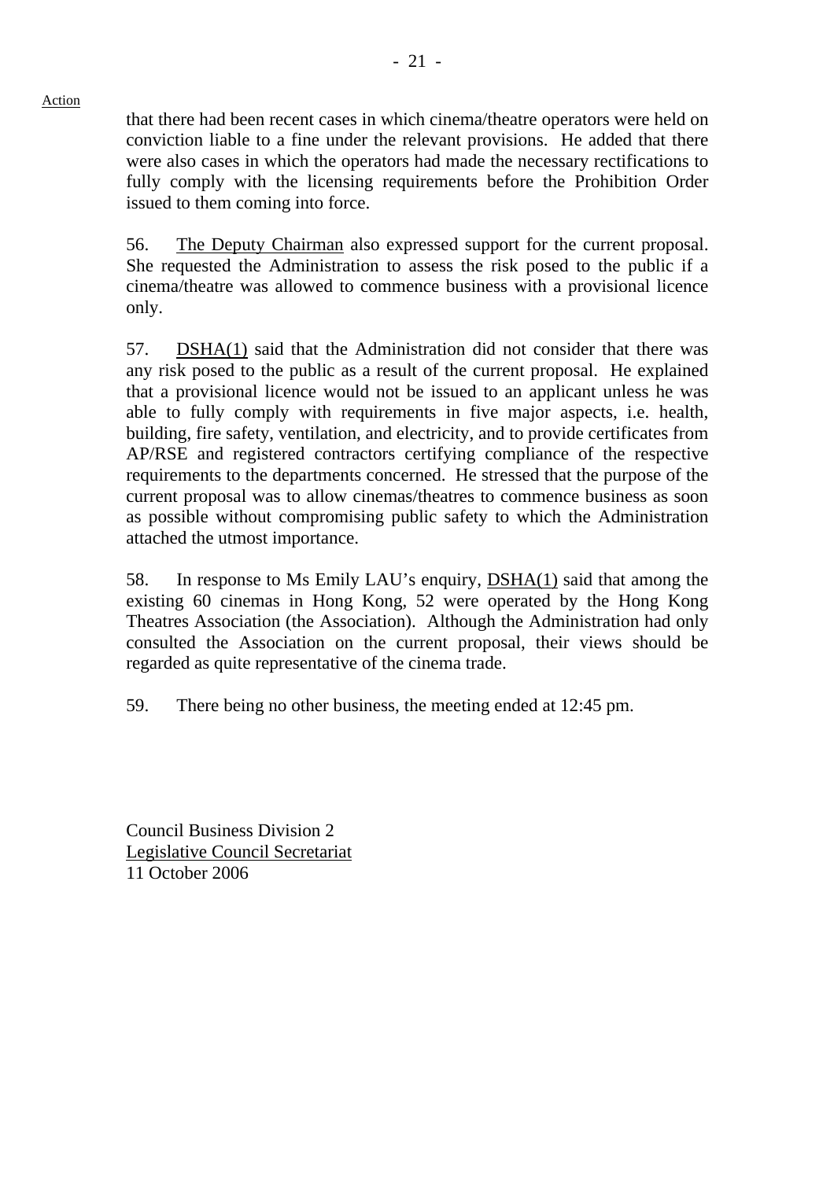Action

that there had been recent cases in which cinema/theatre operators were held on conviction liable to a fine under the relevant provisions. He added that there were also cases in which the operators had made the necessary rectifications to fully comply with the licensing requirements before the Prohibition Order issued to them coming into force.

56. The Deputy Chairman also expressed support for the current proposal. She requested the Administration to assess the risk posed to the public if a cinema/theatre was allowed to commence business with a provisional licence only.

57. DSHA(1) said that the Administration did not consider that there was any risk posed to the public as a result of the current proposal. He explained that a provisional licence would not be issued to an applicant unless he was able to fully comply with requirements in five major aspects, i.e. health, building, fire safety, ventilation, and electricity, and to provide certificates from AP/RSE and registered contractors certifying compliance of the respective requirements to the departments concerned. He stressed that the purpose of the current proposal was to allow cinemas/theatres to commence business as soon as possible without compromising public safety to which the Administration attached the utmost importance.

58. In response to Ms Emily LAU's enquiry, DSHA(1) said that among the existing 60 cinemas in Hong Kong, 52 were operated by the Hong Kong Theatres Association (the Association). Although the Administration had only consulted the Association on the current proposal, their views should be regarded as quite representative of the cinema trade.

59. There being no other business, the meeting ended at 12:45 pm.

Council Business Division 2
Legislative Council Secretariat
11 October 2006